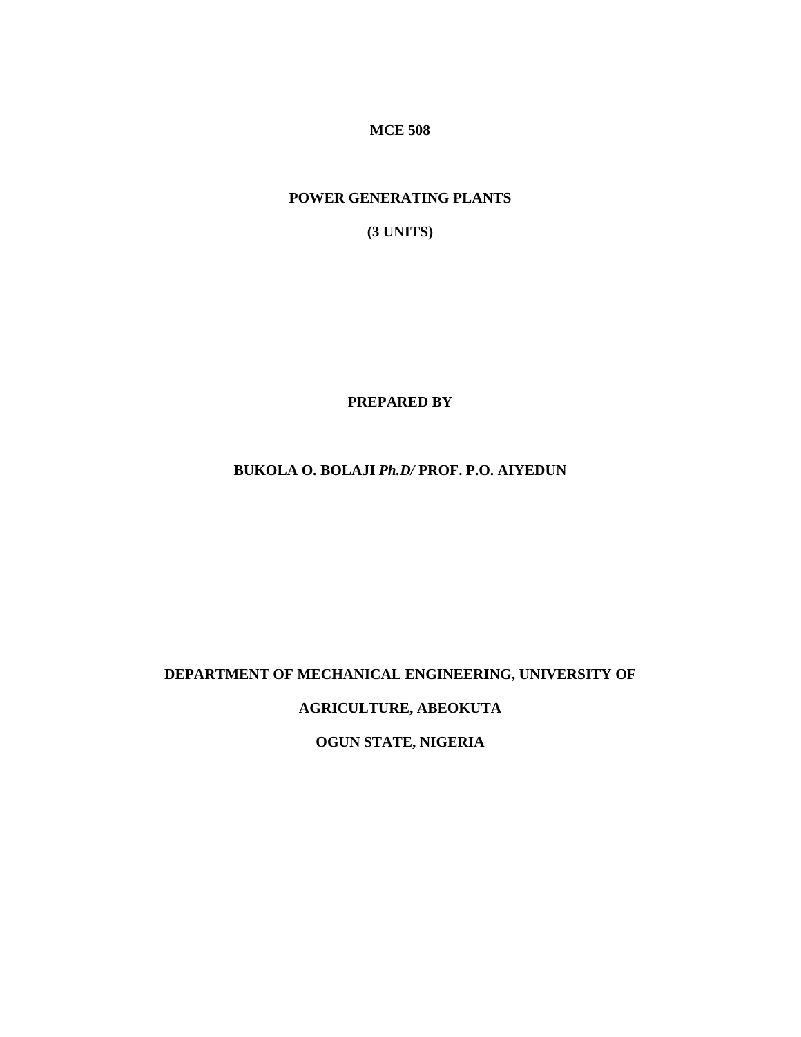**MCE 508**

**POWER GENERATING PLANTS**

**(3 UNITS)**

**PREPARED BY**

**BUKOLA O. BOLAJI *Ph.D/* PROF. P.O. AIYEDUN**

**DEPARTMENT OF MECHANICAL ENGINEERING, UNIVERSITY OF AGRICULTURE, ABEOKUTA**

**OGUN STATE, NIGERIA**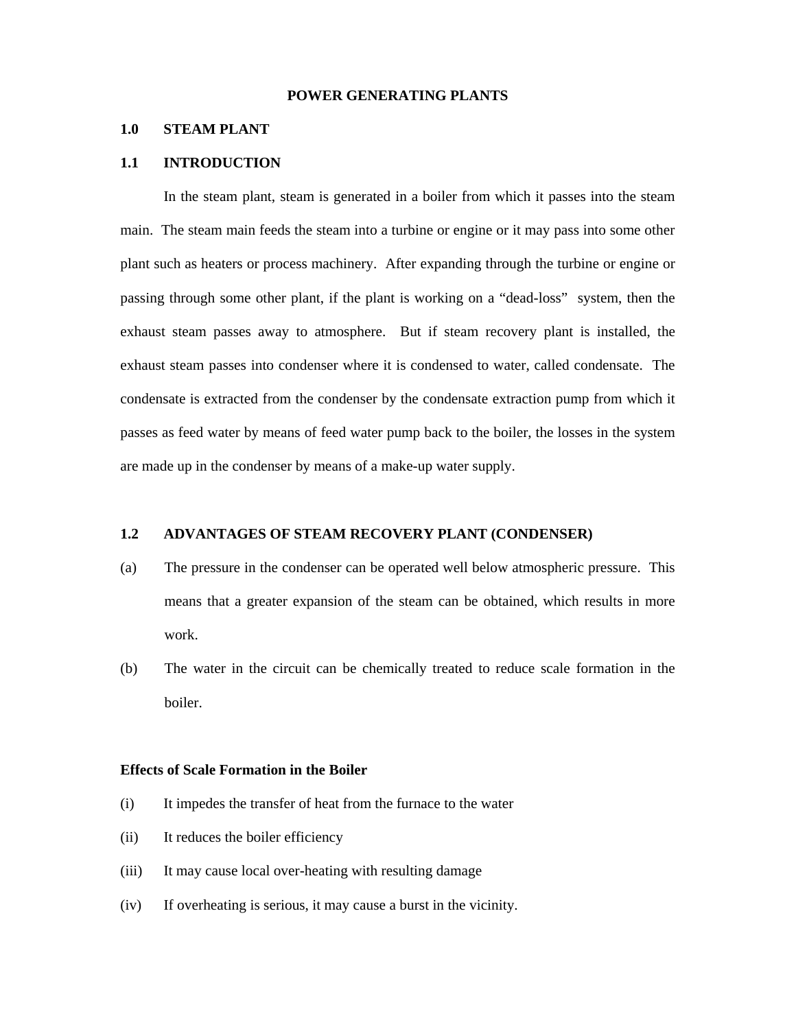# POWER GENERATING PLANTS

## 1.0 STEAM PLANT

### 1.1 INTRODUCTION

In the steam plant, steam is generated in a boiler from which it passes into the steam main. The steam main feeds the steam into a turbine or engine or it may pass into some other plant such as heaters or process machinery. After expanding through the turbine or engine or passing through some other plant, if the plant is working on a "dead-loss" system, then the exhaust steam passes away to atmosphere. But if steam recovery plant is installed, the exhaust steam passes into condenser where it is condensed to water, called condensate. The condensate is extracted from the condenser by the condensate extraction pump from which it passes as feed water by means of feed water pump back to the boiler, the losses in the system are made up in the condenser by means of a make-up water supply.

### 1.2 ADVANTAGES OF STEAM RECOVERY PLANT (CONDENSER)

(a) The pressure in the condenser can be operated well below atmospheric pressure. This means that a greater expansion of the steam can be obtained, which results in more work.

(b) The water in the circuit can be chemically treated to reduce scale formation in the boiler.

**Effects of Scale Formation in the Boiler**

(i) It impedes the transfer of heat from the furnace to the water

(ii) It reduces the boiler efficiency

(iii) It may cause local over-heating with resulting damage

(iv) If overheating is serious, it may cause a burst in the vicinity.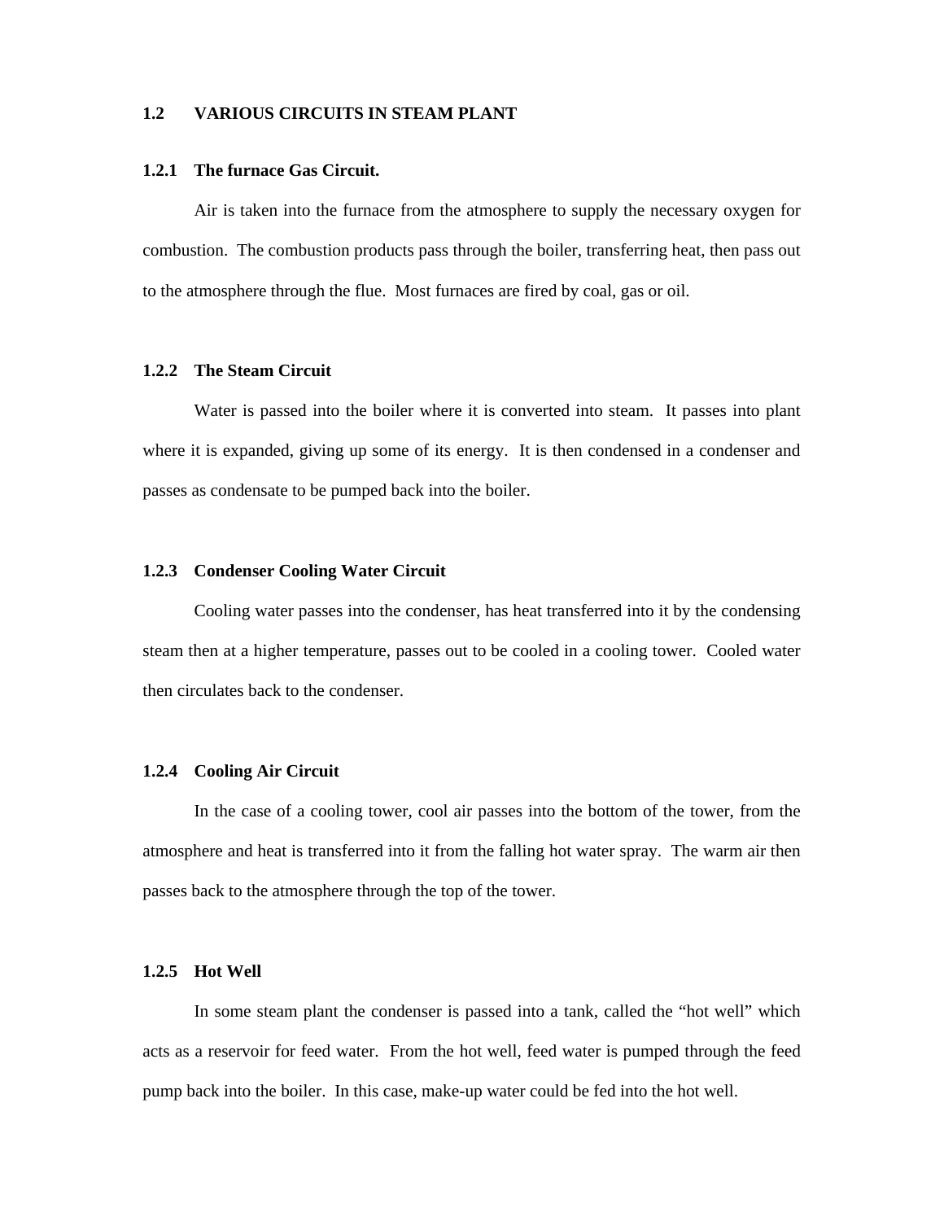## 1.2 VARIOUS CIRCUITS IN STEAM PLANT

### 1.2.1 The furnace Gas Circuit.

Air is taken into the furnace from the atmosphere to supply the necessary oxygen for combustion. The combustion products pass through the boiler, transferring heat, then pass out to the atmosphere through the flue. Most furnaces are fired by coal, gas or oil.

### 1.2.2 The Steam Circuit

Water is passed into the boiler where it is converted into steam. It passes into plant where it is expanded, giving up some of its energy. It is then condensed in a condenser and passes as condensate to be pumped back into the boiler.

### 1.2.3 Condenser Cooling Water Circuit

Cooling water passes into the condenser, has heat transferred into it by the condensing steam then at a higher temperature, passes out to be cooled in a cooling tower. Cooled water then circulates back to the condenser.

### 1.2.4 Cooling Air Circuit

In the case of a cooling tower, cool air passes into the bottom of the tower, from the atmosphere and heat is transferred into it from the falling hot water spray. The warm air then passes back to the atmosphere through the top of the tower.

### 1.2.5 Hot Well

In some steam plant the condenser is passed into a tank, called the "hot well" which acts as a reservoir for feed water. From the hot well, feed water is pumped through the feed pump back into the boiler. In this case, make-up water could be fed into the hot well.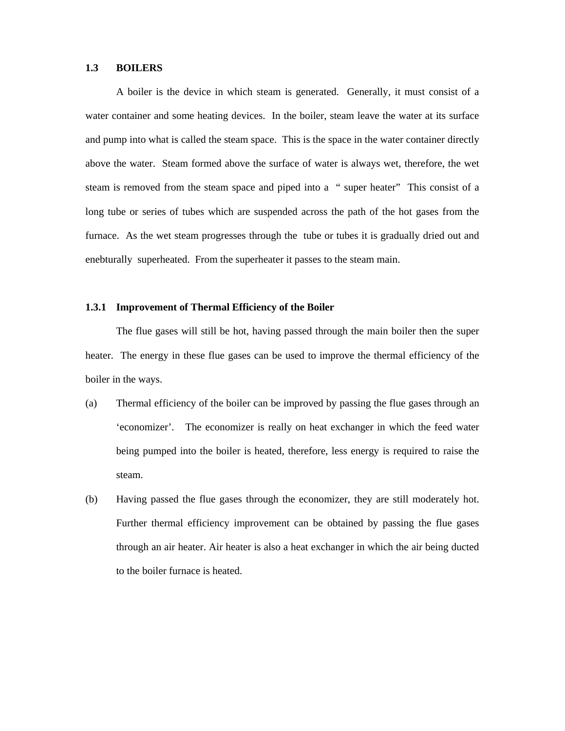## 1.3 BOILERS

A boiler is the device in which steam is generated. Generally, it must consist of a water container and some heating devices. In the boiler, steam leave the water at its surface and pump into what is called the steam space. This is the space in the water container directly above the water. Steam formed above the surface of water is always wet, therefore, the wet steam is removed from the steam space and piped into a " super heater" This consist of a long tube or series of tubes which are suspended across the path of the hot gases from the furnace. As the wet steam progresses through the tube or tubes it is gradually dried out and enebturally superheated. From the superheater it passes to the steam main.

### 1.3.1 Improvement of Thermal Efficiency of the Boiler

The flue gases will still be hot, having passed through the main boiler then the super heater. The energy in these flue gases can be used to improve the thermal efficiency of the boiler in the ways.

(a) Thermal efficiency of the boiler can be improved by passing the flue gases through an 'economizer'. The economizer is really on heat exchanger in which the feed water being pumped into the boiler is heated, therefore, less energy is required to raise the steam.

(b) Having passed the flue gases through the economizer, they are still moderately hot. Further thermal efficiency improvement can be obtained by passing the flue gases through an air heater. Air heater is also a heat exchanger in which the air being ducted to the boiler furnace is heated.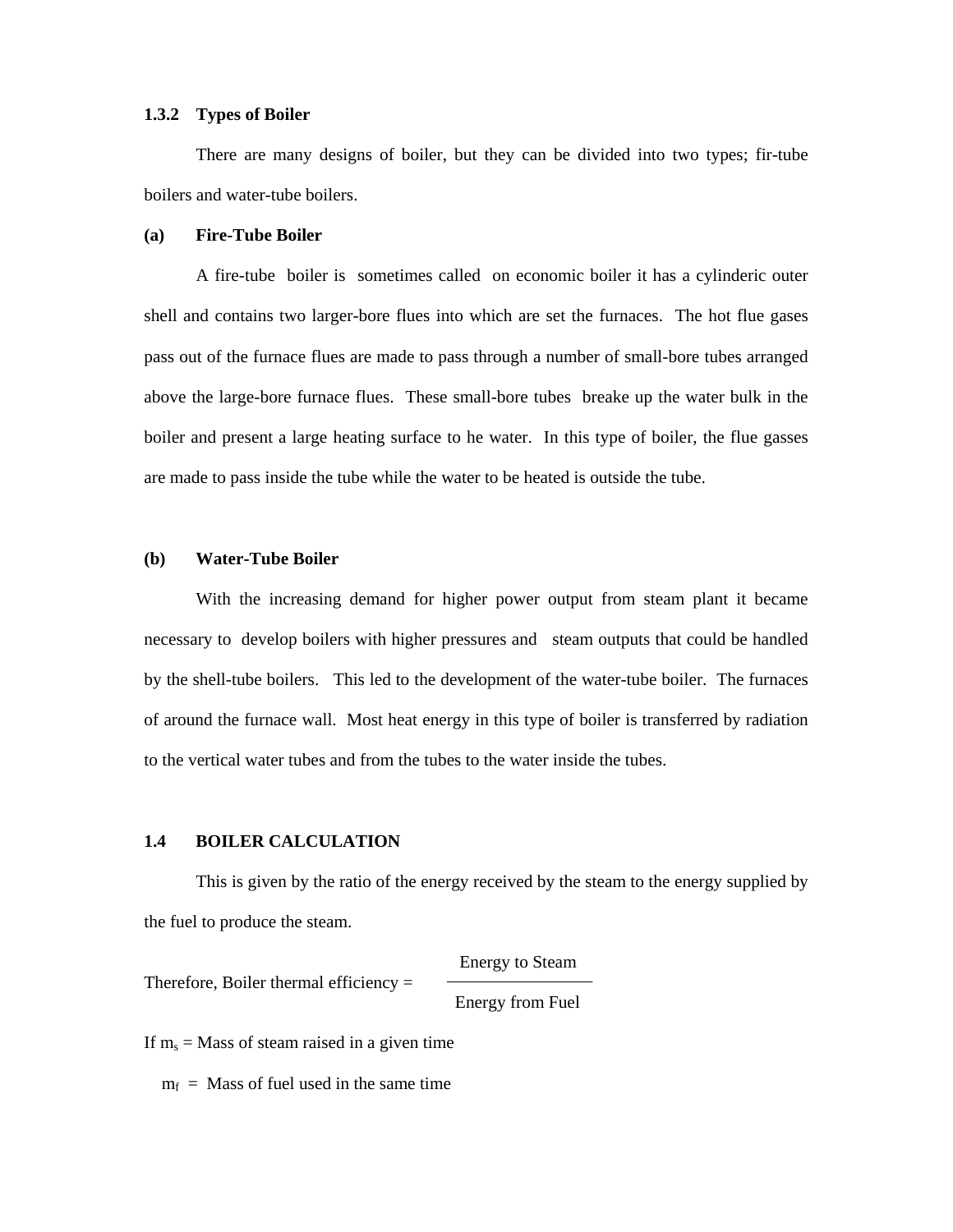### 1.3.2 Types of Boiler

There are many designs of boiler, but they can be divided into two types; fir-tube boilers and water-tube boilers.

**(a) Fire-Tube Boiler**

A fire-tube boiler is sometimes called on economic boiler it has a cylinderic outer shell and contains two larger-bore flues into which are set the furnaces. The hot flue gases pass out of the furnace flues are made to pass through a number of small-bore tubes arranged above the large-bore furnace flues. These small-bore tubes breake up the water bulk in the boiler and present a large heating surface to he water. In this type of boiler, the flue gasses are made to pass inside the tube while the water to be heated is outside the tube.

**(b) Water-Tube Boiler**

With the increasing demand for higher power output from steam plant it became necessary to develop boilers with higher pressures and steam outputs that could be handled by the shell-tube boilers. This led to the development of the water-tube boiler. The furnaces of around the furnace wall. Most heat energy in this type of boiler is transferred by radiation to the vertical water tubes and from the tubes to the water inside the tubes.

## 1.4 BOILER CALCULATION

This is given by the ratio of the energy received by the steam to the energy supplied by the fuel to produce the steam.

$$\text{Therefore, Boiler thermal efficiency} = \frac{\text{Energy to Steam}}{\text{Energy from Fuel}}$$

If $m_s$ = Mass of steam raised in a given time

$m_f$ = Mass of fuel used in the same time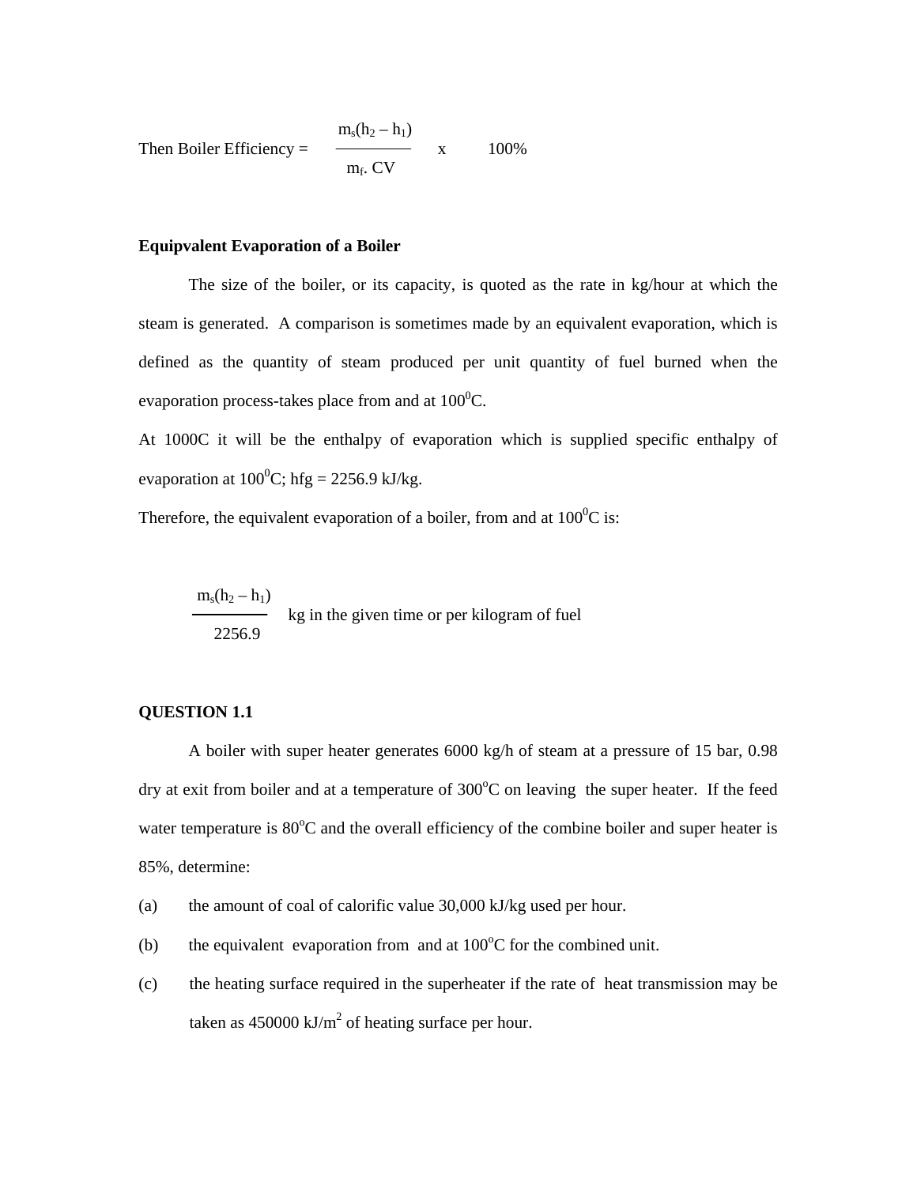Then Boiler Efficiency = $\dfrac{m_s(h_2 - h_1)}{m_f . CV} \quad x \quad 100\%$

**Equipvalent Evaporation of a Boiler**

The size of the boiler, or its capacity, is quoted as the rate in kg/hour at which the steam is generated. A comparison is sometimes made by an equivalent evaporation, which is defined as the quantity of steam produced per unit quantity of fuel burned when the evaporation process-takes place from and at $100^0$C.

At 1000C it will be the enthalpy of evaporation which is supplied specific enthalpy of evaporation at $100^0$C; hfg = 2256.9 kJ/kg.

Therefore, the equivalent evaporation of a boiler, from and at $100^0$C is:

$$\frac{m_s(h_2 - h_1)}{2256.9} \text{ kg in the given time or per kilogram of fuel}$$

**QUESTION 1.1**

A boiler with super heater generates 6000 kg/h of steam at a pressure of 15 bar, 0.98 dry at exit from boiler and at a temperature of $300^o$C on leaving the super heater. If the feed water temperature is $80^o$C and the overall efficiency of the combine boiler and super heater is 85%, determine:

(a) the amount of coal of calorific value 30,000 kJ/kg used per hour.

(b) the equivalent evaporation from and at $100^o$C for the combined unit.

(c) the heating surface required in the superheater if the rate of heat transmission may be taken as 450000 kJ/$m^2$ of heating surface per hour.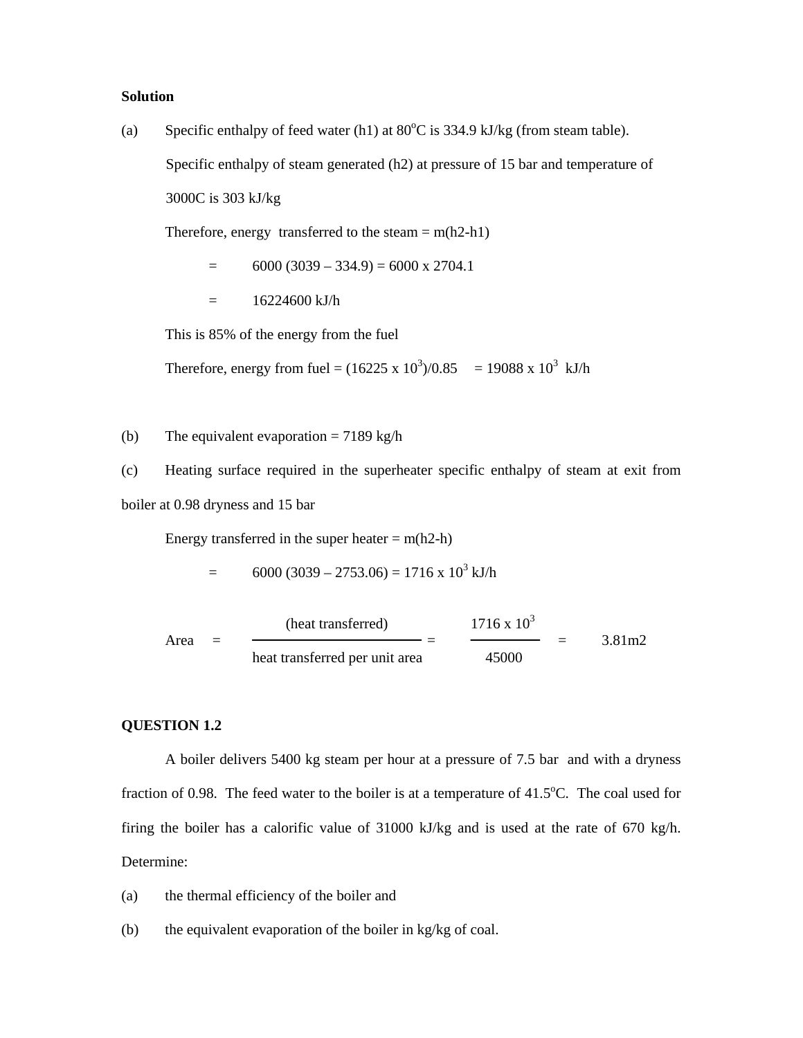**Solution**

(a) Specific enthalpy of feed water (h1) at 80°C is 334.9 kJ/kg (from steam table).

Specific enthalpy of steam generated (h2) at pressure of 15 bar and temperature of 3000C is 303 kJ/kg

Therefore, energy transferred to the steam = m(h2-h1)

= 6000 (3039 – 334.9) = 6000 x 2704.1

= 16224600 kJ/h

This is 85% of the energy from the fuel

Therefore, energy from fuel = (16225 x $10^3$)/0.85 = 19088 x $10^3$ kJ/h

(b) The equivalent evaporation = 7189 kg/h

(c) Heating surface required in the superheater specific enthalpy of steam at exit from boiler at 0.98 dryness and 15 bar

Energy transferred in the super heater = m(h2-h)

= 6000 (3039 – 2753.06) = 1716 x $10^3$ kJ/h

$$\text{Area} = \frac{\text{(heat transferred)}}{\text{heat transferred per unit area}} = \frac{1716 \times 10^3}{45000} = 3.81\text{m2}$$

**QUESTION 1.2**

A boiler delivers 5400 kg steam per hour at a pressure of 7.5 bar and with a dryness fraction of 0.98. The feed water to the boiler is at a temperature of 41.5°C. The coal used for firing the boiler has a calorific value of 31000 kJ/kg and is used at the rate of 670 kg/h. Determine:

(a) the thermal efficiency of the boiler and

(b) the equivalent evaporation of the boiler in kg/kg of coal.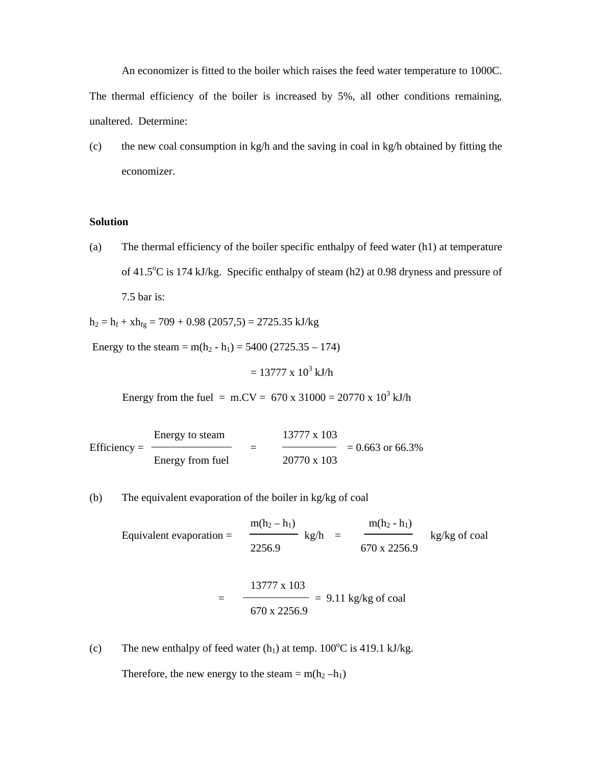An economizer is fitted to the boiler which raises the feed water temperature to 1000C. The thermal efficiency of the boiler is increased by 5%, all other conditions remaining, unaltered. Determine:

(c) the new coal consumption in kg/h and the saving in coal in kg/h obtained by fitting the economizer.

**Solution**

(a) The thermal efficiency of the boiler specific enthalpy of feed water (h1) at temperature of 41.5°C is 174 kJ/kg. Specific enthalpy of steam (h2) at 0.98 dryness and pressure of 7.5 bar is:

$h_2 = h_f + xh_{fg} = 709 + 0.98\ (2057{,}5) = 2725.35$ kJ/kg

Energy to the steam = $m(h_2 - h_1) = 5400\ (2725.35 – 174)$

$= 13777 \times 10^3$ kJ/h

Energy from the fuel = m.CV = $670 \times 31000 = 20770 \times 10^3$ kJ/h

$$\text{Efficiency} = \frac{\text{Energy to steam}}{\text{Energy from fuel}} = \frac{13777 \times 103}{20770 \times 103} = 0.663 \text{ or } 66.3\%$$

(b) The equivalent evaporation of the boiler in kg/kg of coal

$$\text{Equivalent evaporation} = \frac{m(h_2 – h_1)}{2256.9} \text{ kg/h} = \frac{m(h_2 - h_1)}{670 \times 2256.9} \text{ kg/kg of coal}$$

$$= \frac{13777 \times 103}{670 \times 2256.9} = 9.11 \text{ kg/kg of coal}$$

(c) The new enthalpy of feed water ($h_1$) at temp. 100°C is 419.1 kJ/kg.

Therefore, the new energy to the steam = $m(h_2 – h_1)$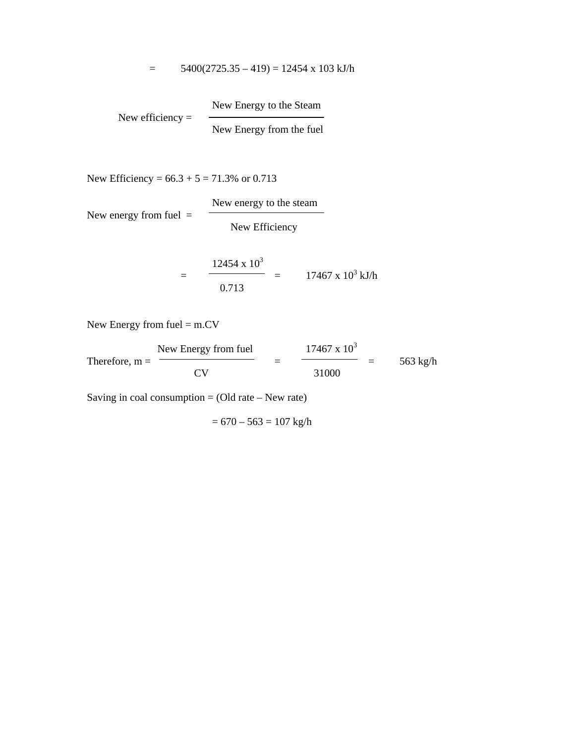$$= \quad 5400(2725.35 - 419) = 12454 \times 103 \text{ kJ/h}$$

$$\text{New efficiency} = \frac{\text{New Energy to the Steam}}{\text{New Energy from the fuel}}$$

New Efficiency = 66.3 + 5 = 71.3% or 0.713

$$\text{New energy from fuel} = \frac{\text{New energy to the steam}}{\text{New Efficiency}}$$

$$= \frac{12454 \times 10^3}{0.713} = 17467 \times 10^3 \text{ kJ/h}$$

New Energy from fuel = m.CV

$$\text{Therefore, } m = \frac{\text{New Energy from fuel}}{\text{CV}} = \frac{17467 \times 10^3}{31000} = 563 \text{ kg/h}$$

Saving in coal consumption = (Old rate – New rate)

$$= 670 - 563 = 107 \text{ kg/h}$$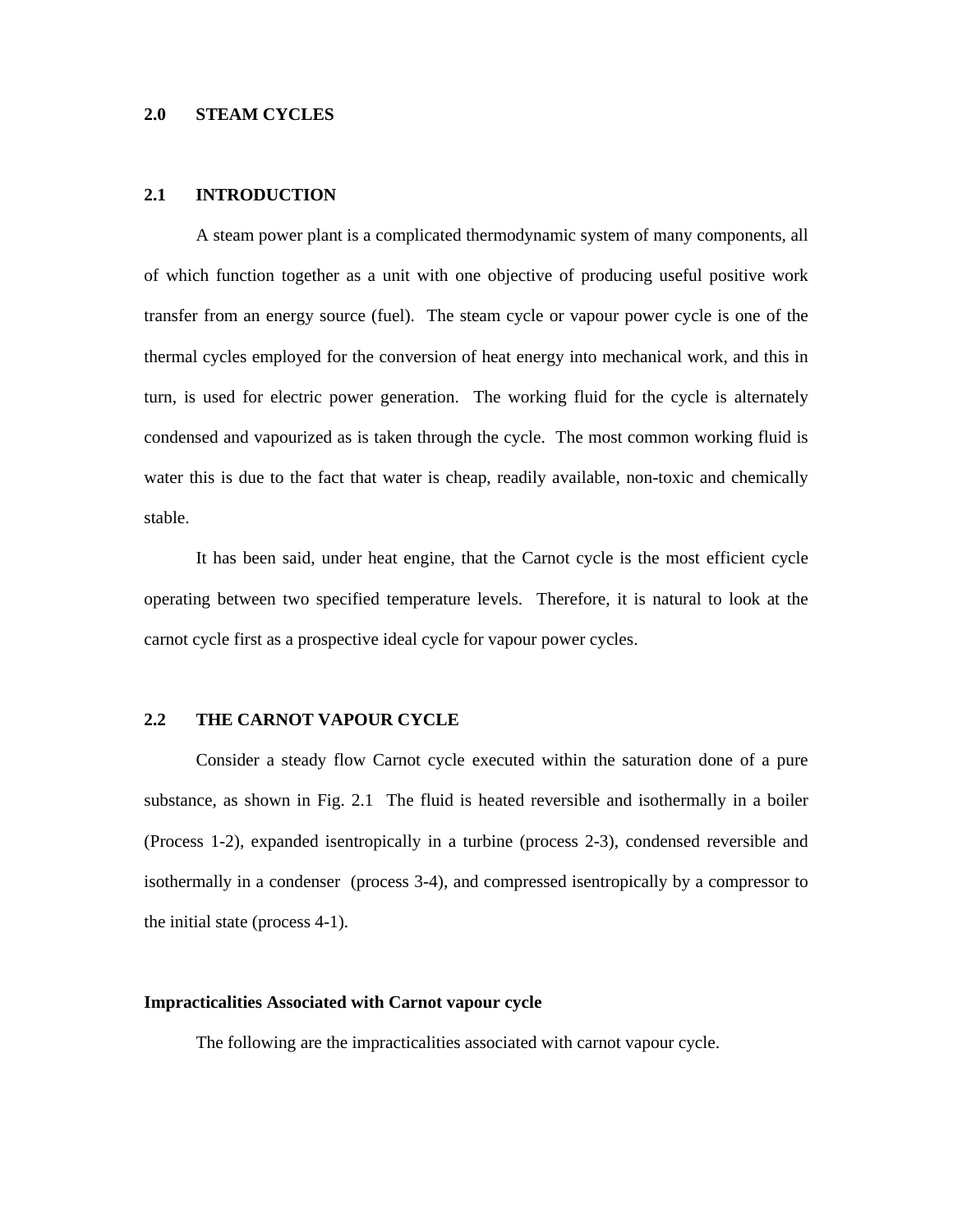## 2.0 STEAM CYCLES

### 2.1 INTRODUCTION

A steam power plant is a complicated thermodynamic system of many components, all of which function together as a unit with one objective of producing useful positive work transfer from an energy source (fuel). The steam cycle or vapour power cycle is one of the thermal cycles employed for the conversion of heat energy into mechanical work, and this in turn, is used for electric power generation. The working fluid for the cycle is alternately condensed and vapourized as is taken through the cycle. The most common working fluid is water this is due to the fact that water is cheap, readily available, non-toxic and chemically stable.

It has been said, under heat engine, that the Carnot cycle is the most efficient cycle operating between two specified temperature levels. Therefore, it is natural to look at the carnot cycle first as a prospective ideal cycle for vapour power cycles.

### 2.2 THE CARNOT VAPOUR CYCLE

Consider a steady flow Carnot cycle executed within the saturation done of a pure substance, as shown in Fig. 2.1 The fluid is heated reversible and isothermally in a boiler (Process 1-2), expanded isentropically in a turbine (process 2-3), condensed reversible and isothermally in a condenser (process 3-4), and compressed isentropically by a compressor to the initial state (process 4-1).

**Impracticalities Associated with Carnot vapour cycle**

The following are the impracticalities associated with carnot vapour cycle.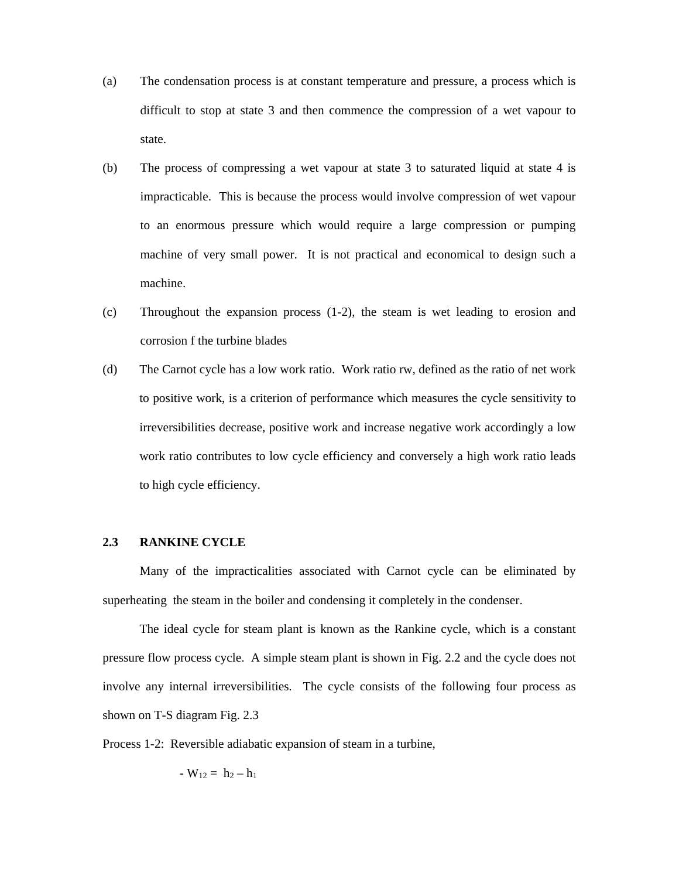(a) The condensation process is at constant temperature and pressure, a process which is difficult to stop at state 3 and then commence the compression of a wet vapour to state.

(b) The process of compressing a wet vapour at state 3 to saturated liquid at state 4 is impracticable. This is because the process would involve compression of wet vapour to an enormous pressure which would require a large compression or pumping machine of very small power. It is not practical and economical to design such a machine.

(c) Throughout the expansion process (1-2), the steam is wet leading to erosion and corrosion f the turbine blades

(d) The Carnot cycle has a low work ratio. Work ratio rw, defined as the ratio of net work to positive work, is a criterion of performance which measures the cycle sensitivity to irreversibilities decrease, positive work and increase negative work accordingly a low work ratio contributes to low cycle efficiency and conversely a high work ratio leads to high cycle efficiency.

## 2.3 RANKINE CYCLE

Many of the impracticalities associated with Carnot cycle can be eliminated by superheating the steam in the boiler and condensing it completely in the condenser.

The ideal cycle for steam plant is known as the Rankine cycle, which is a constant pressure flow process cycle. A simple steam plant is shown in Fig. 2.2 and the cycle does not involve any internal irreversibilities. The cycle consists of the following four process as shown on T-S diagram Fig. 2.3

Process 1-2: Reversible adiabatic expansion of steam in a turbine,

$$- W_{12} = h_2 - h_1$$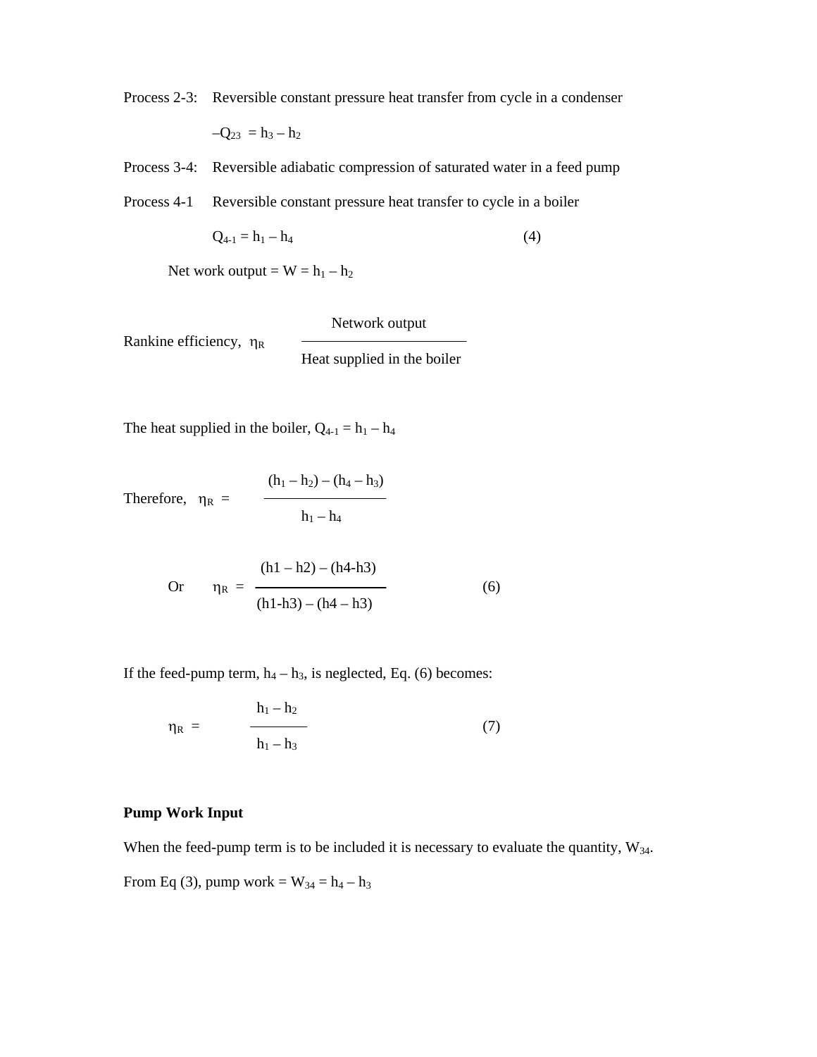Process 2-3: Reversible constant pressure heat transfer from cycle in a condenser

$$-Q_{23} = h_3 - h_2$$

Process 3-4: Reversible adiabatic compression of saturated water in a feed pump

Process 4-1 Reversible constant pressure heat transfer to cycle in a boiler

$$Q_{4\text{-}1} = h_1 - h_4 \qquad (4)$$

Net work output = W = $h_1 - h_2$

$$\text{Rankine efficiency, } \eta_R \quad \frac{\text{Network output}}{\text{Heat supplied in the boiler}}$$

The heat supplied in the boiler, $Q_{4\text{-}1} = h_1 - h_4$

$$\text{Therefore, } \eta_R = \frac{(h_1 - h_2) - (h_4 - h_3)}{h_1 - h_4}$$

$$\text{Or} \quad \eta_R = \frac{(h1 - h2) - (h4 - h3)}{(h1 - h3) - (h4 - h3)} \qquad (6)$$

If the feed-pump term, $h_4 - h_3$, is neglected, Eq. (6) becomes:

$$\eta_R = \frac{h_1 - h_2}{h_1 - h_3} \qquad (7)$$

**Pump Work Input**

When the feed-pump term is to be included it is necessary to evaluate the quantity, $W_{34}$.

From Eq (3), pump work = $W_{34} = h_4 - h_3$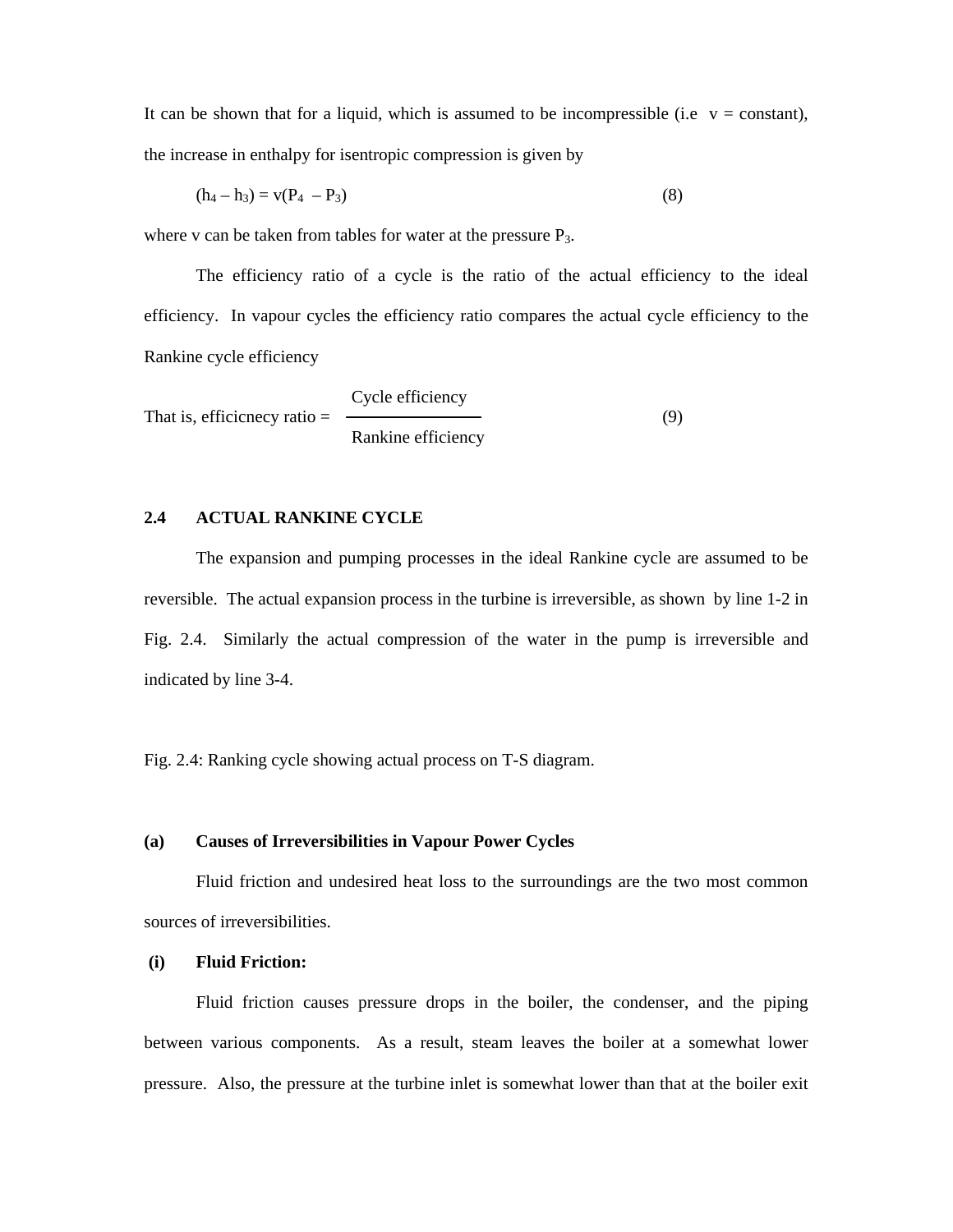It can be shown that for a liquid, which is assumed to be incompressible (i.e  v = constant), the increase in enthalpy for isentropic compression is given by

$$(h_4 - h_3) = v(P_4 - P_3) \tag{8}$$

where v can be taken from tables for water at the pressure $P_3$.

The efficiency ratio of a cycle is the ratio of the actual efficiency to the ideal efficiency.  In vapour cycles the efficiency ratio compares the actual cycle efficiency to the Rankine cycle efficiency

That is, efficicnecy ratio = $$\frac{\text{Cycle efficiency}}{\text{Rankine efficiency}} \tag{9}$$

## 2.4 ACTUAL RANKINE CYCLE

The expansion and pumping processes in the ideal Rankine cycle are assumed to be reversible.  The actual expansion process in the turbine is irreversible, as shown  by line 1-2 in Fig. 2.4.  Similarly the actual compression of the water in the pump is irreversible and indicated by line 3-4.

Fig. 2.4: Ranking cycle showing actual process on T-S diagram.

### (a) Causes of Irreversibilities in Vapour Power Cycles

Fluid friction and undesired heat loss to the surroundings are the two most common sources of irreversibilities.

**(i) Fluid Friction:**

Fluid friction causes pressure drops in the boiler, the condenser, and the piping between various components.  As a result, steam leaves the boiler at a somewhat lower pressure.  Also, the pressure at the turbine inlet is somewhat lower than that at the boiler exit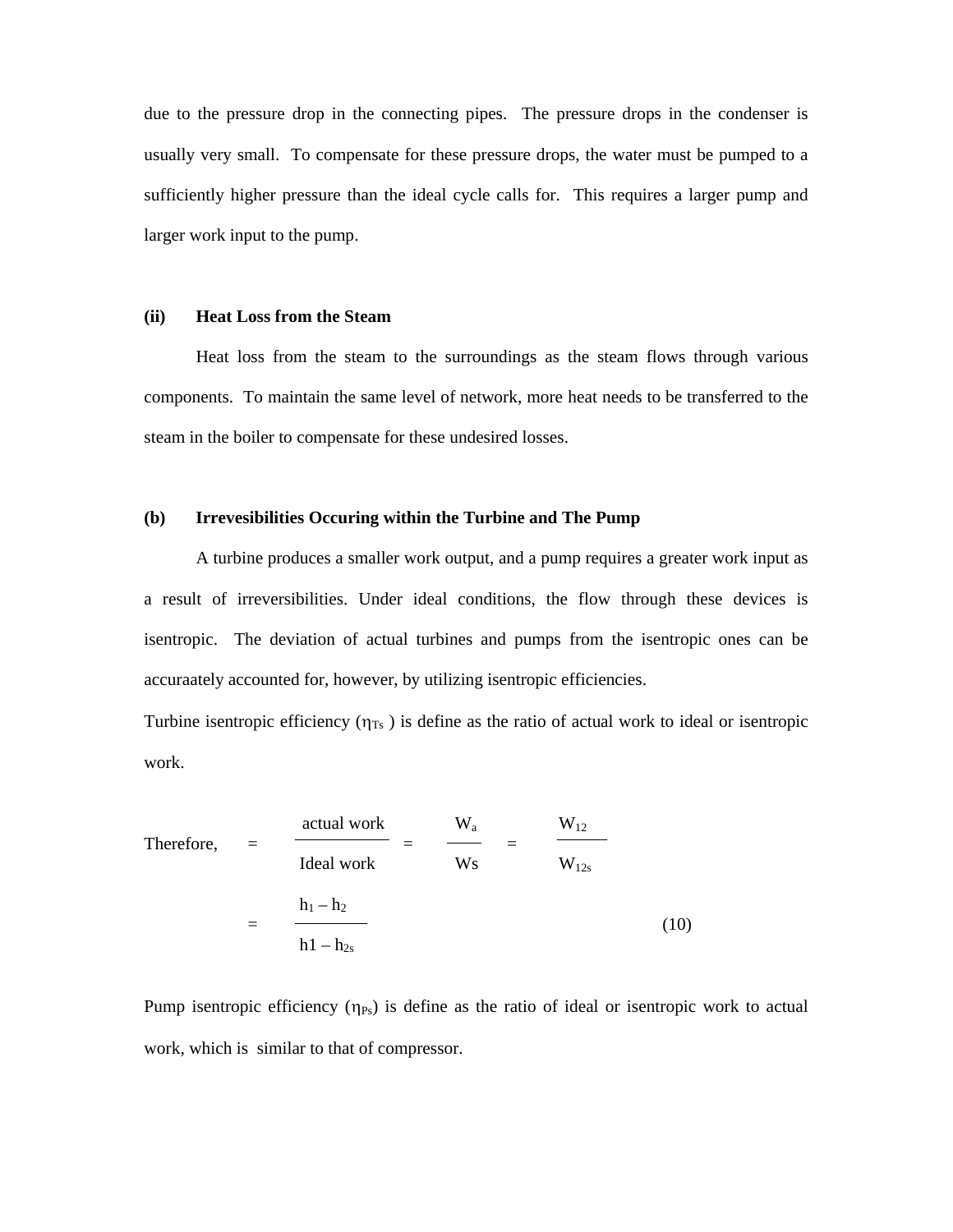due to the pressure drop in the connecting pipes. The pressure drops in the condenser is usually very small. To compensate for these pressure drops, the water must be pumped to a sufficiently higher pressure than the ideal cycle calls for. This requires a larger pump and larger work input to the pump.

**(ii) Heat Loss from the Steam**

Heat loss from the steam to the surroundings as the steam flows through various components. To maintain the same level of network, more heat needs to be transferred to the steam in the boiler to compensate for these undesired losses.

**(b) Irrevesibilities Occuring within the Turbine and The Pump**

A turbine produces a smaller work output, and a pump requires a greater work input as a result of irreversibilities. Under ideal conditions, the flow through these devices is isentropic. The deviation of actual turbines and pumps from the isentropic ones can be accuraately accounted for, however, by utilizing isentropic efficiencies.

Turbine isentropic efficiency ($\eta_{Ts}$) is define as the ratio of actual work to ideal or isentropic work.

Therefore,

$$= \frac{\text{actual work}}{\text{Ideal work}} = \frac{W_a}{W_s} = \frac{W_{12}}{W_{12s}}$$

$$= \frac{h_1 - h_2}{h1 - h_{2s}} \qquad (10)$$

Pump isentropic efficiency ($\eta_{Ps}$) is define as the ratio of ideal or isentropic work to actual work, which is similar to that of compressor.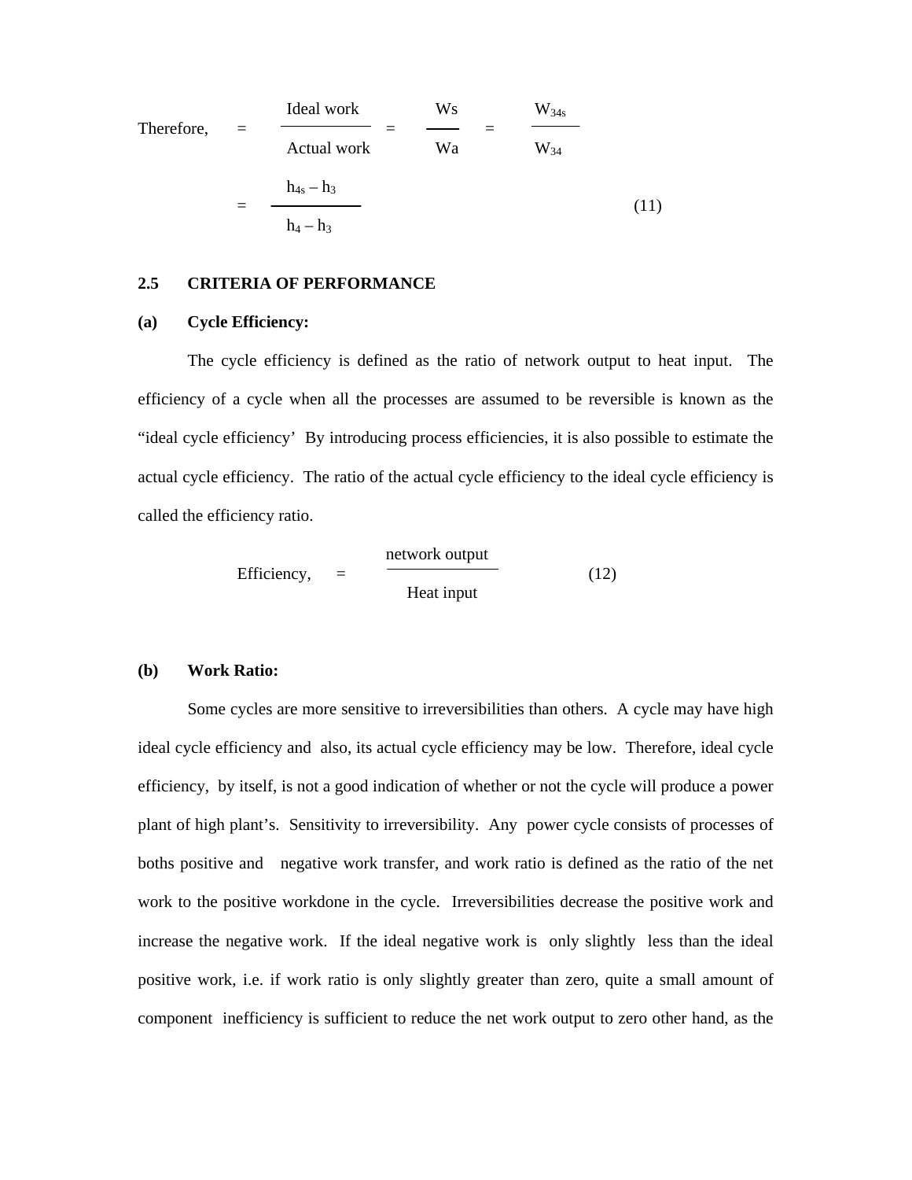$$\text{Therefore,} \quad = \frac{\text{Ideal work}}{\text{Actual work}} = \frac{W_s}{W_a} = \frac{W_{34s}}{W_{34}}$$

$$= \frac{h_{4s} - h_3}{h_4 - h_3} \qquad (11)$$

## 2.5 CRITERIA OF PERFORMANCE

### (a) Cycle Efficiency:

The cycle efficiency is defined as the ratio of network output to heat input. The efficiency of a cycle when all the processes are assumed to be reversible is known as the "ideal cycle efficiency' By introducing process efficiencies, it is also possible to estimate the actual cycle efficiency. The ratio of the actual cycle efficiency to the ideal cycle efficiency is called the efficiency ratio.

$$\text{Efficiency,} \quad = \frac{\text{network output}}{\text{Heat input}} \qquad (12)$$

### (b) Work Ratio:

Some cycles are more sensitive to irreversibilities than others. A cycle may have high ideal cycle efficiency and also, its actual cycle efficiency may be low. Therefore, ideal cycle efficiency, by itself, is not a good indication of whether or not the cycle will produce a power plant of high plant's. Sensitivity to irreversibility. Any power cycle consists of processes of boths positive and negative work transfer, and work ratio is defined as the ratio of the net work to the positive workdone in the cycle. Irreversibilities decrease the positive work and increase the negative work. If the ideal negative work is only slightly less than the ideal positive work, i.e. if work ratio is only slightly greater than zero, quite a small amount of component inefficiency is sufficient to reduce the net work output to zero other hand, as the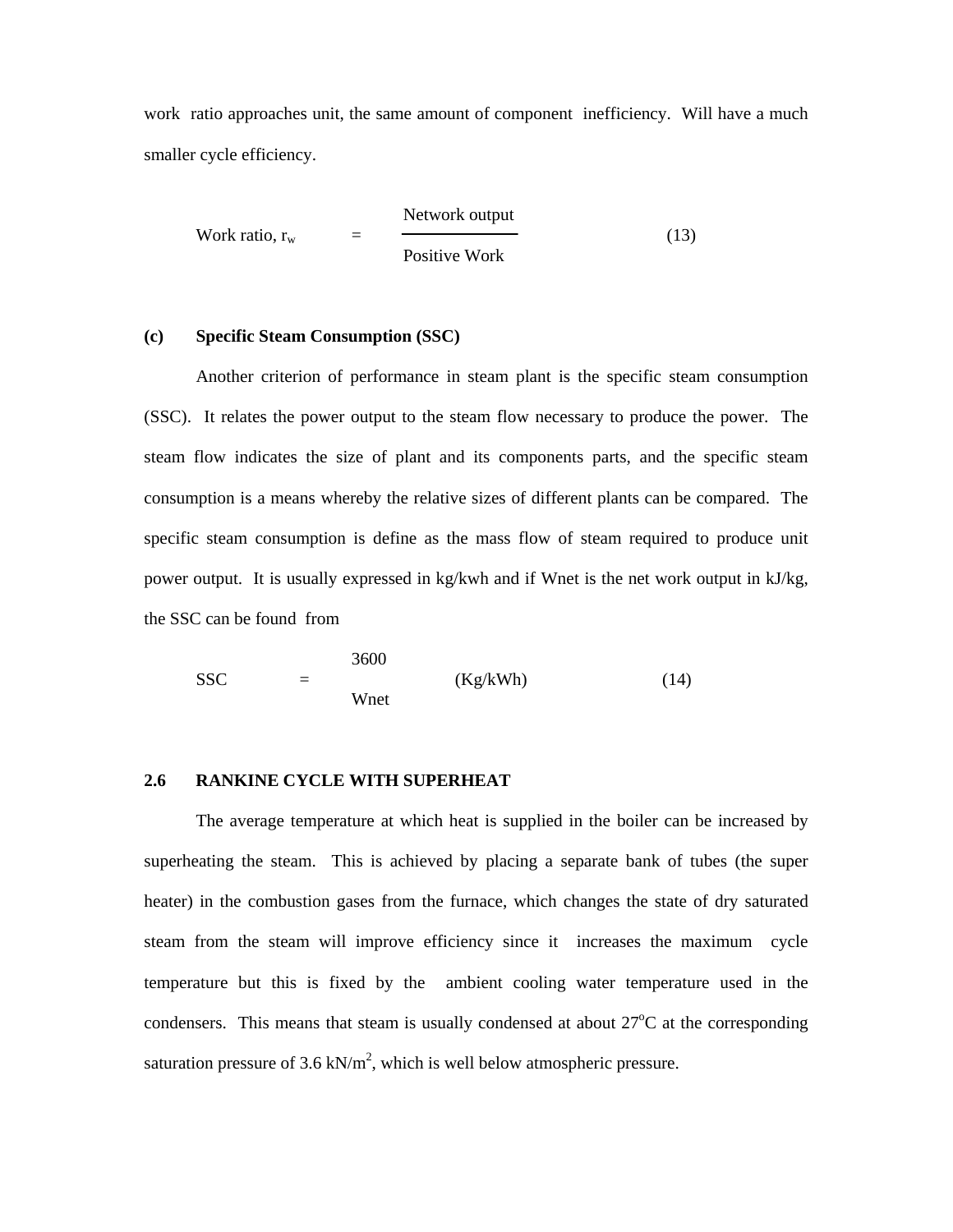work  ratio approaches unit, the same amount of component  inefficiency.  Will have a much smaller cycle efficiency.

$$\text{Work ratio, } r_w = \frac{\text{Network output}}{\text{Positive Work}} \qquad (13)$$

**(c) Specific Steam Consumption (SSC)**

Another criterion of performance in steam plant is the specific steam consumption (SSC).  It relates the power output to the steam flow necessary to produce the power.  The steam flow indicates the size of plant and its components parts, and the specific steam consumption is a means whereby the relative sizes of different plants can be compared.  The specific steam consumption is define as the mass flow of steam required to produce unit power output.  It is usually expressed in kg/kwh and if Wnet is the net work output in kJ/kg, the SSC can be found  from

$$\text{SSC} = \frac{3600}{\text{Wnet}} \qquad (\text{Kg/kWh}) \qquad (14)$$

## 2.6 RANKINE CYCLE WITH SUPERHEAT

The average temperature at which heat is supplied in the boiler can be increased by superheating the steam.  This is achieved by placing a separate bank of tubes (the super heater) in the combustion gases from the furnace, which changes the state of dry saturated steam from the steam will improve efficiency since it  increases the maximum  cycle temperature but this is fixed by the  ambient cooling water temperature used in the condensers.  This means that steam is usually condensed at about 27$^{o}$C at the corresponding saturation pressure of 3.6 kN/m$^{2}$, which is well below atmospheric pressure.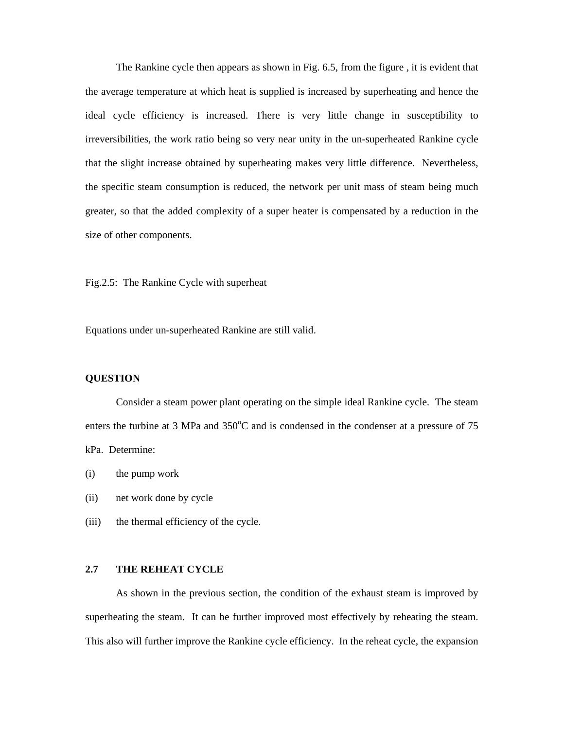The Rankine cycle then appears as shown in Fig. 6.5, from the figure , it is evident that the average temperature at which heat is supplied is increased by superheating and hence the ideal cycle efficiency is increased. There is very little change in susceptibility to irreversibilities, the work ratio being so very near unity in the un-superheated Rankine cycle that the slight increase obtained by superheating makes very little difference. Nevertheless, the specific steam consumption is reduced, the network per unit mass of steam being much greater, so that the added complexity of a super heater is compensated by a reduction in the size of other components.

Fig.2.5: The Rankine Cycle with superheat

Equations under un-superheated Rankine are still valid.

**QUESTION**

Consider a steam power plant operating on the simple ideal Rankine cycle. The steam enters the turbine at 3 MPa and 350$^{o}$C and is condensed in the condenser at a pressure of 75 kPa. Determine:

(i) the pump work

(ii) net work done by cycle

(iii) the thermal efficiency of the cycle.

## 2.7 THE REHEAT CYCLE

As shown in the previous section, the condition of the exhaust steam is improved by superheating the steam. It can be further improved most effectively by reheating the steam. This also will further improve the Rankine cycle efficiency. In the reheat cycle, the expansion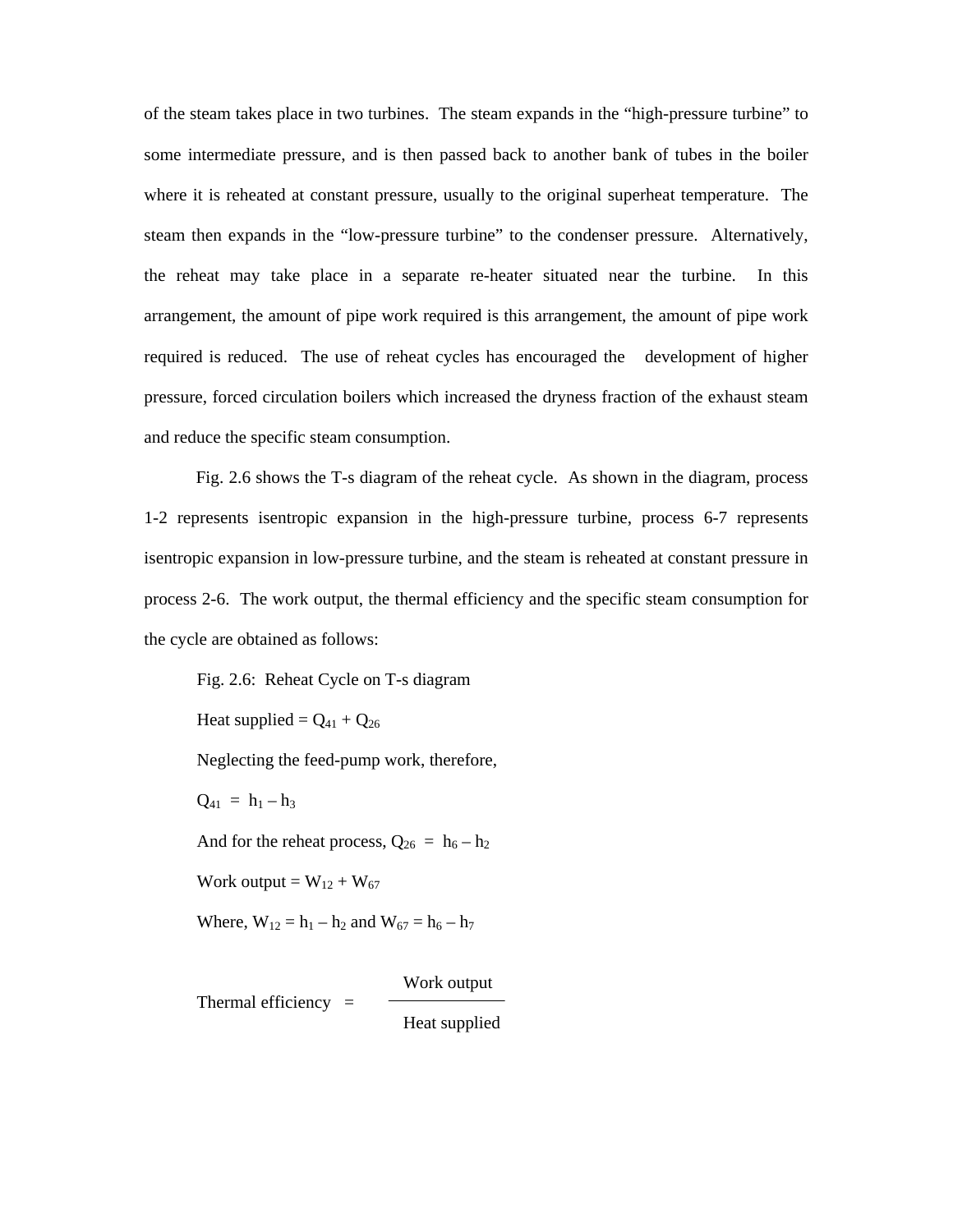of the steam takes place in two turbines. The steam expands in the "high-pressure turbine" to some intermediate pressure, and is then passed back to another bank of tubes in the boiler where it is reheated at constant pressure, usually to the original superheat temperature. The steam then expands in the "low-pressure turbine" to the condenser pressure. Alternatively, the reheat may take place in a separate re-heater situated near the turbine. In this arrangement, the amount of pipe work required is this arrangement, the amount of pipe work required is reduced. The use of reheat cycles has encouraged the development of higher pressure, forced circulation boilers which increased the dryness fraction of the exhaust steam and reduce the specific steam consumption.

Fig. 2.6 shows the T-s diagram of the reheat cycle. As shown in the diagram, process 1-2 represents isentropic expansion in the high-pressure turbine, process 6-7 represents isentropic expansion in low-pressure turbine, and the steam is reheated at constant pressure in process 2-6. The work output, the thermal efficiency and the specific steam consumption for the cycle are obtained as follows:

Fig. 2.6: Reheat Cycle on T-s diagram

Heat supplied = $Q_{41} + Q_{26}$

Neglecting the feed-pump work, therefore,

$Q_{41} = h_1 - h_3$

And for the reheat process, $Q_{26} = h_6 - h_2$

Work output = $W_{12} + W_{67}$

Where, $W_{12} = h_1 - h_2$ and $W_{67} = h_6 - h_7$

$$\text{Thermal efficiency} = \frac{\text{Work output}}{\text{Heat supplied}}$$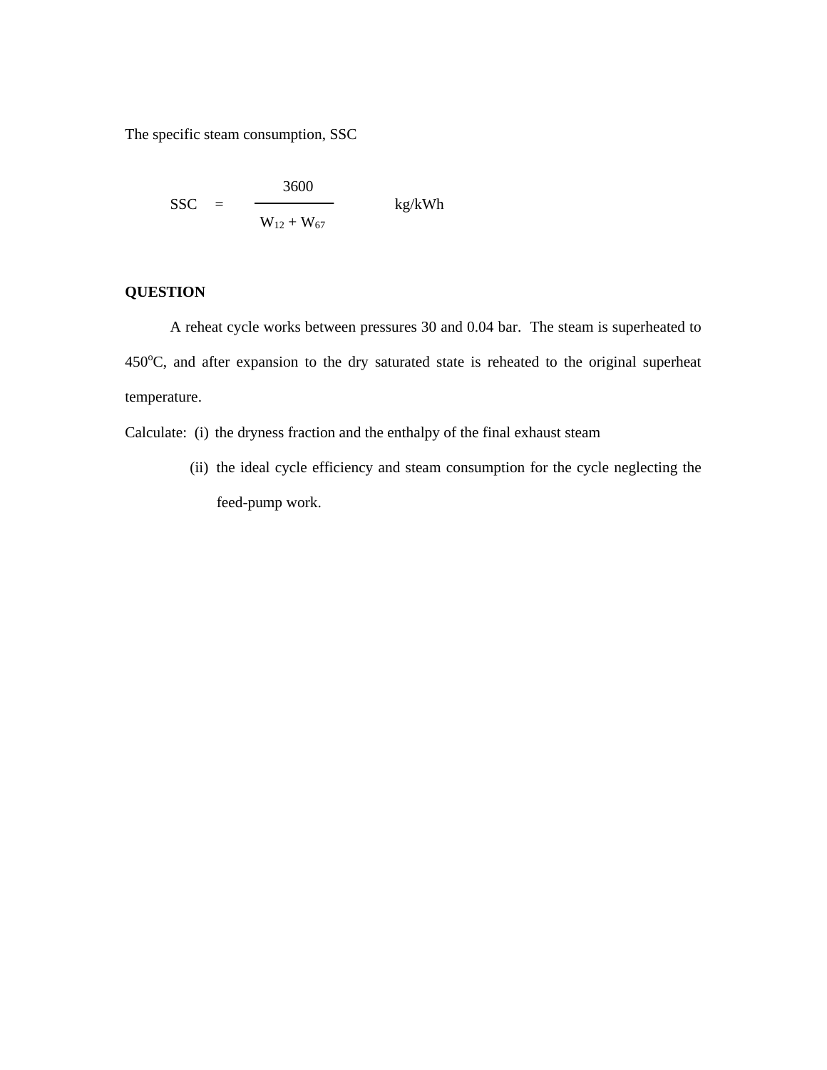The specific steam consumption, SSC

$$SSC = \frac{3600}{W_{12} + W_{67}} \quad \text{kg/kWh}$$

**QUESTION**

A reheat cycle works between pressures 30 and 0.04 bar. The steam is superheated to 450$^{o}$C, and after expansion to the dry saturated state is reheated to the original superheat temperature.

Calculate: (i) the dryness fraction and the enthalpy of the final exhaust steam

(ii) the ideal cycle efficiency and steam consumption for the cycle neglecting the feed-pump work.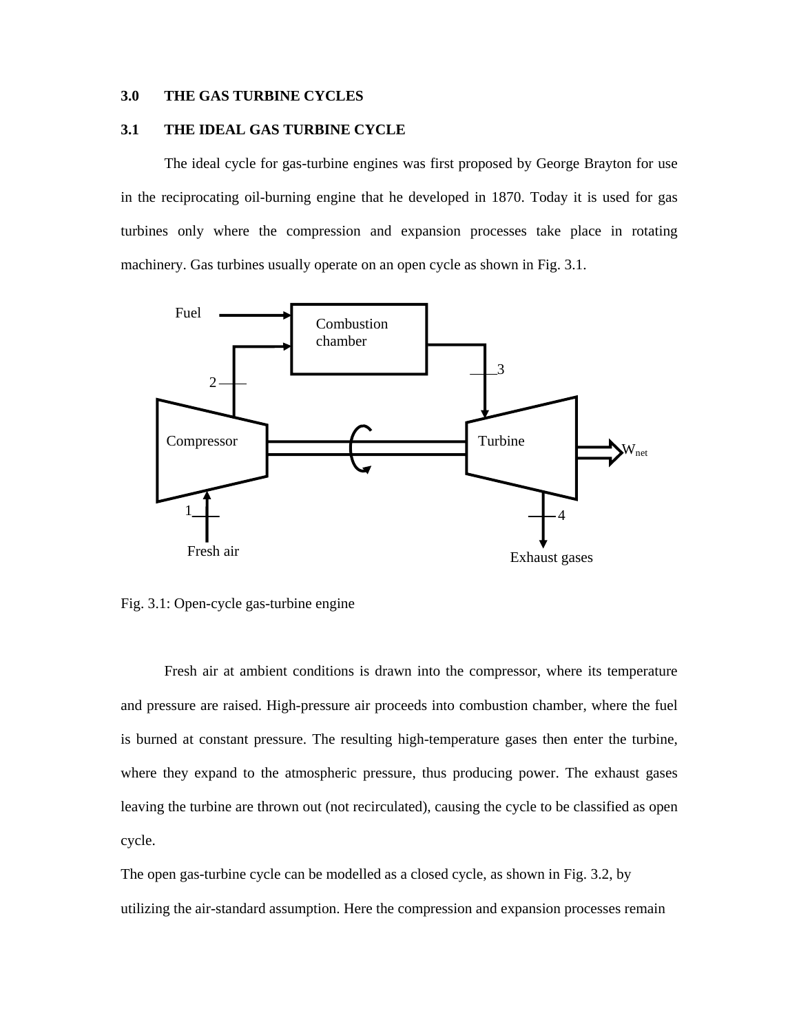## 3.0 THE GAS TURBINE CYCLES

### 3.1 THE IDEAL GAS TURBINE CYCLE

The ideal cycle for gas-turbine engines was first proposed by George Brayton for use in the reciprocating oil-burning engine that he developed in 1870. Today it is used for gas turbines only where the compression and expansion processes take place in rotating machinery. Gas turbines usually operate on an open cycle as shown in Fig. 3.1.

Fig. 3.1: Open-cycle gas-turbine engine

Fresh air at ambient conditions is drawn into the compressor, where its temperature and pressure are raised. High-pressure air proceeds into combustion chamber, where the fuel is burned at constant pressure. The resulting high-temperature gases then enter the turbine, where they expand to the atmospheric pressure, thus producing power. The exhaust gases leaving the turbine are thrown out (not recirculated), causing the cycle to be classified as open cycle.

The open gas-turbine cycle can be modelled as a closed cycle, as shown in Fig. 3.2, by utilizing the air-standard assumption. Here the compression and expansion processes remain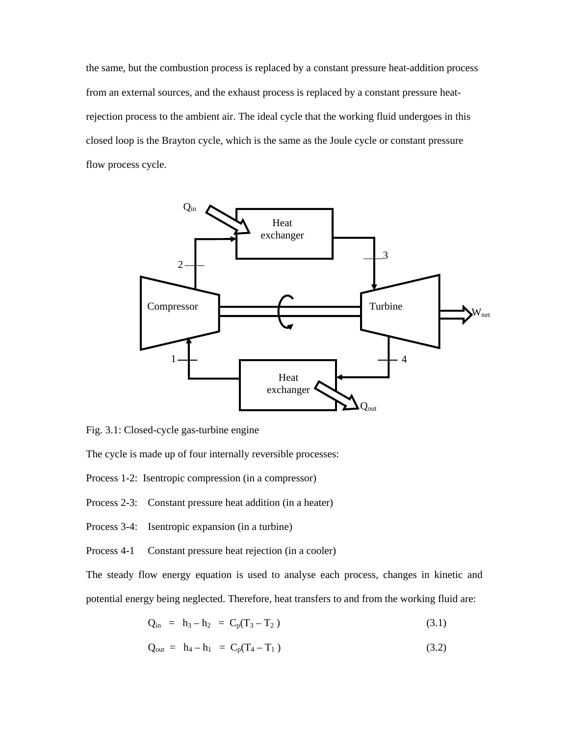the same, but the combustion process is replaced by a constant pressure heat-addition process from an external sources, and the exhaust process is replaced by a constant pressure heat-rejection process to the ambient air. The ideal cycle that the working fluid undergoes in this closed loop is the Brayton cycle, which is the same as the Joule cycle or constant pressure flow process cycle.

Fig. 3.1: Closed-cycle gas-turbine engine

The cycle is made up of four internally reversible processes:

Process 1-2: Isentropic compression (in a compressor)

Process 2-3: Constant pressure heat addition (in a heater)

Process 3-4: Isentropic expansion (in a turbine)

Process 4-1 Constant pressure heat rejection (in a cooler)

The steady flow energy equation is used to analyse each process, changes in kinetic and potential energy being neglected. Therefore, heat transfers to and from the working fluid are:

$$Q_{in} = h_3 - h_2 = C_p(T_3 - T_2) \tag{3.1}$$

$$Q_{out} = h_4 - h_1 = C_p(T_4 - T_1) \tag{3.2}$$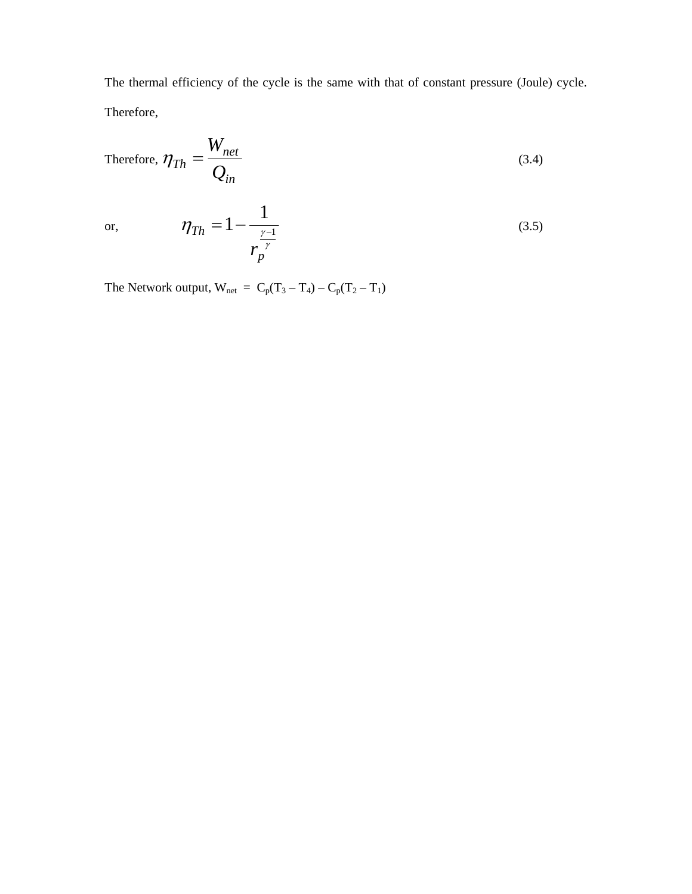The thermal efficiency of the cycle is the same with that of constant pressure (Joule) cycle.

Therefore,

Therefore, $$\eta_{Th} = \frac{W_{net}}{Q_{in}} \tag{3.4}$$

or, $$\eta_{Th} = 1 - \frac{1}{r_p^{\frac{\gamma-1}{\gamma}}} \tag{3.5}$$

The Network output, $W_{net} = C_p(T_3 - T_4) - C_p(T_2 - T_1)$